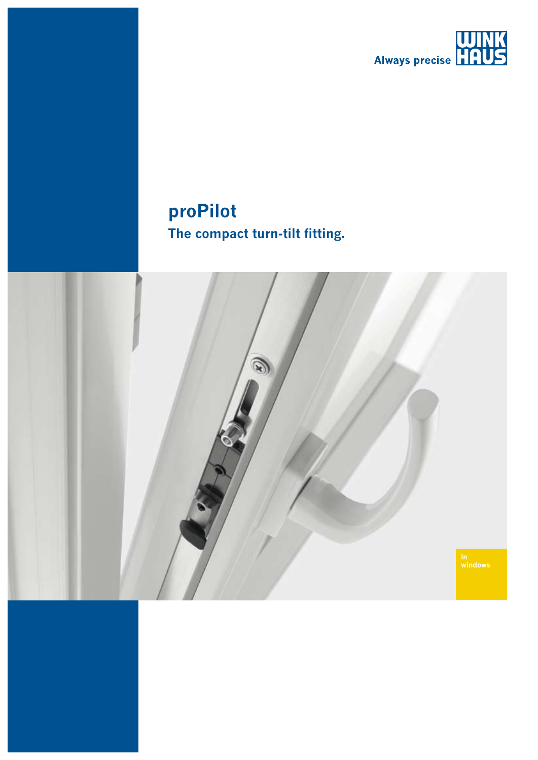Always precise

WINK HAUS

# proPilot

## The compact turn-tilt fitting.

in windows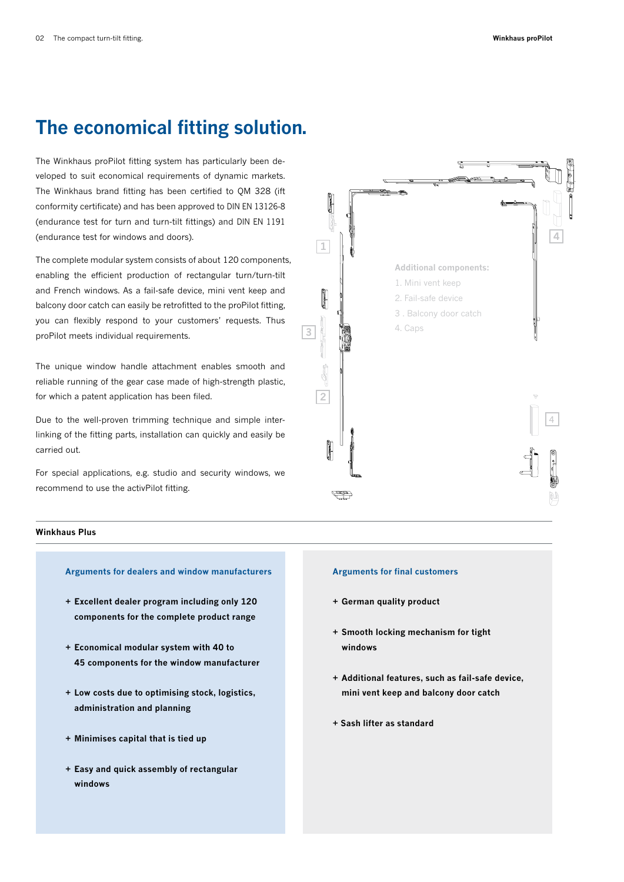# The economical fitting solution.

The Winkhaus proPilot fitting system has particularly been developed to suit economical requirements of dynamic markets. The Winkhaus brand fitting has been certified to QM 328 (ift conformity certificate) and has been approved to DIN EN 13126-8 (endurance test for turn and turn-tilt fittings) and DIN EN 1191 (endurance test for windows and doors).

The complete modular system consists of about 120 components, enabling the efficient production of rectangular turn/turn-tilt and French windows. As a fail-safe device, mini vent keep and balcony door catch can easily be retrofitted to the proPilot fitting, you can flexibly respond to your customers' requests. Thus proPilot meets individual requirements.

The unique window handle attachment enables smooth and reliable running of the gear case made of high-strength plastic, for which a patent application has been filed.

Due to the well-proven trimming technique and simple interlinking of the fitting parts, installation can quickly and easily be carried out.

For special applications, e.g. studio and security windows, we recommend to use the activPilot fitting.

**Additional components:**

1. Mini vent keep
2. Fail-safe device
3. Balcony door catch
4. Caps

**Winkhaus Plus**

### Arguments for dealers and window manufacturers

- **+ Excellent dealer program including only 120 components for the complete product range**
- **+ Economical modular system with 40 to 45 components for the window manufacturer**
- **+ Low costs due to optimising stock, logistics, administration and planning**
- **+ Minimises capital that is tied up**
- **+ Easy and quick assembly of rectangular windows**

### Arguments for final customers

- **+ German quality product**
- **+ Smooth locking mechanism for tight windows**
- **+ Additional features, such as fail-safe device, mini vent keep and balcony door catch**
- **+ Sash lifter as standard**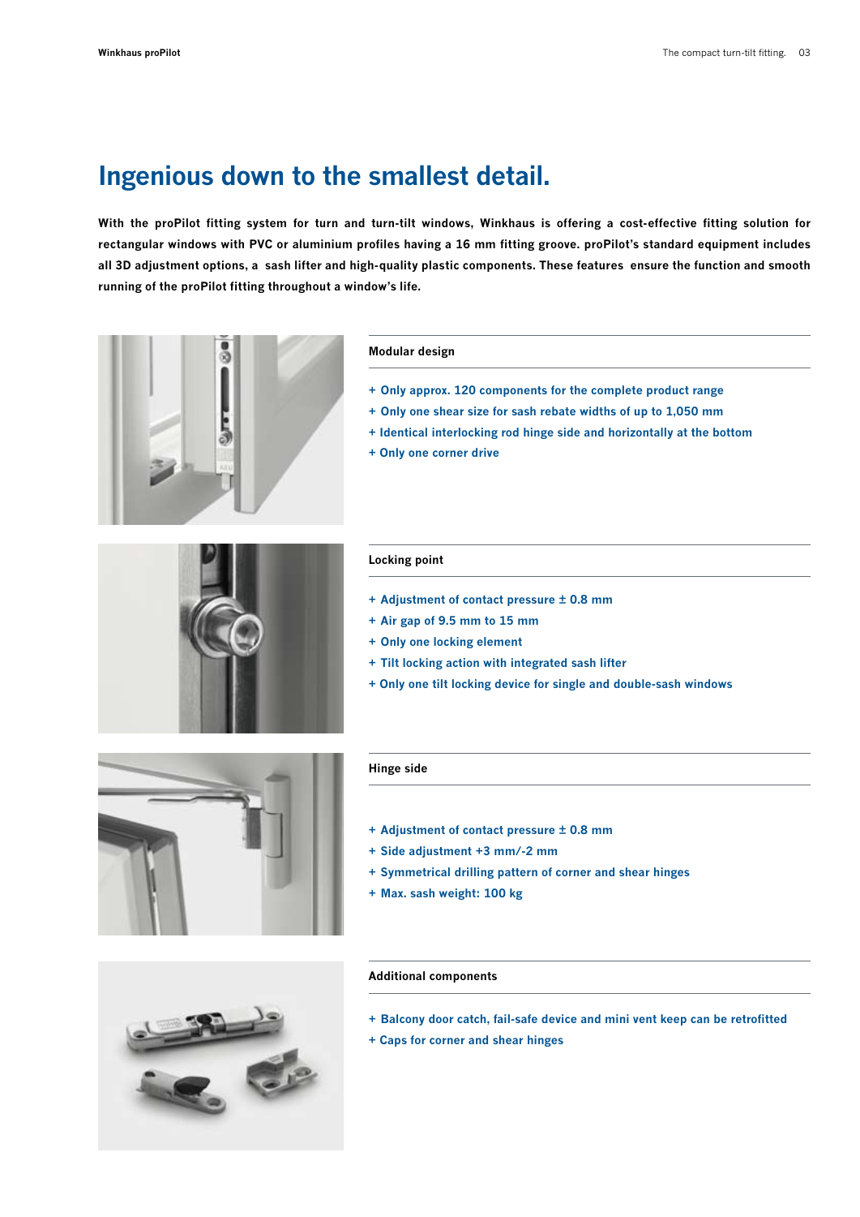# Ingenious down to the smallest detail.

**With the proPilot fitting system for turn and turn-tilt windows, Winkhaus is offering a cost-effective fitting solution for rectangular windows with PVC or aluminium profiles having a 16 mm fitting groove. proPilot's standard equipment includes all 3D adjustment options, a sash lifter and high-quality plastic components. These features ensure the function and smooth running of the proPilot fitting throughout a window's life.**

### Modular design

+ Only approx. 120 components for the complete product range
+ Only one shear size for sash rebate widths of up to 1,050 mm
+ Identical interlocking rod hinge side and horizontally at the bottom
+ Only one corner drive

### Locking point

+ Adjustment of contact pressure ± 0.8 mm
+ Air gap of 9.5 mm to 15 mm
+ Only one locking element
+ Tilt locking action with integrated sash lifter
+ Only one tilt locking device for single and double-sash windows

### Hinge side

+ Adjustment of contact pressure ± 0.8 mm
+ Side adjustment +3 mm/-2 mm
+ Symmetrical drilling pattern of corner and shear hinges
+ Max. sash weight: 100 kg

### Additional components

+ Balcony door catch, fail-safe device and mini vent keep can be retrofitted
+ Caps for corner and shear hinges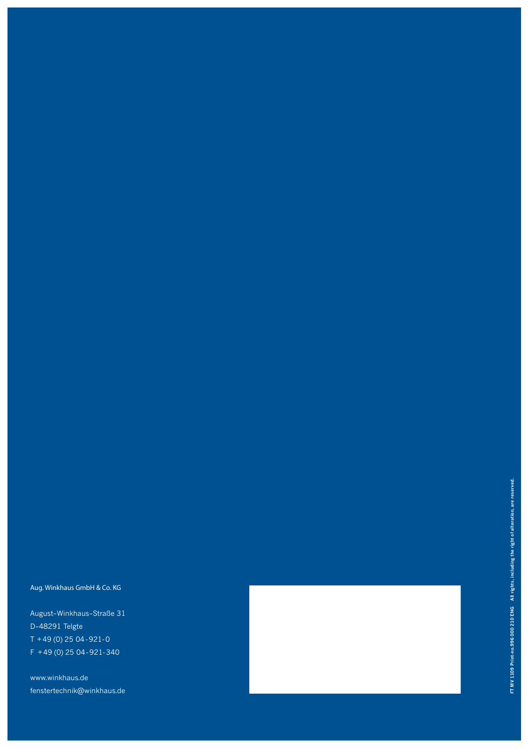Aug. Winkhaus GmbH & Co. KG

August-Winkhaus-Straße 31
D-48291 Telgte
T +49 (0) 25 04-921-0
F +49 (0) 25 04-921-340

www.winkhaus.de
fenstertechnik@winkhaus.de

FT MV 1109 Print-no.996 000 210 ENG All rights, including the right of alteration, are reserved.